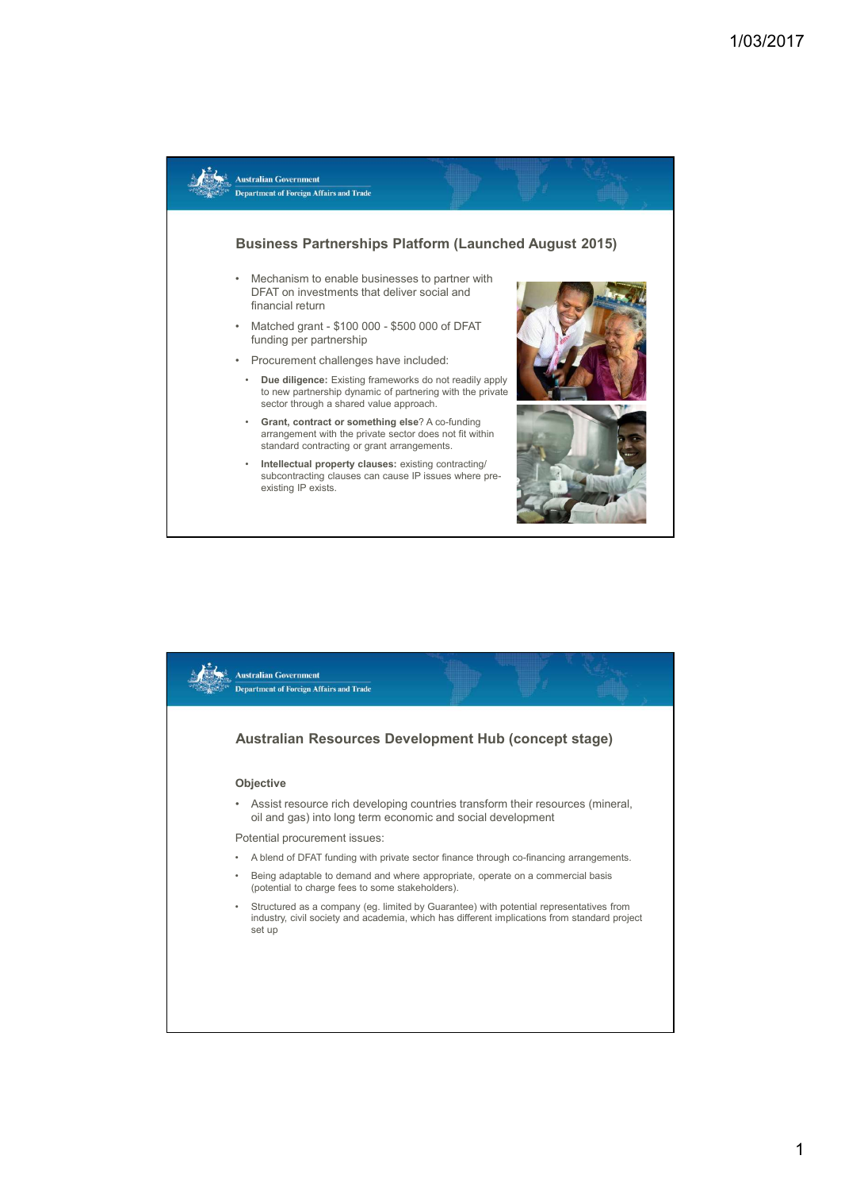Australian Government
Department of Foreign Affairs and Trade

## Business Partnerships Platform (Launched August 2015)

- Mechanism to enable businesses to partner with DFAT on investments that deliver social and financial return
- Matched grant - $100 000 - $500 000 of DFAT funding per partnership
- Procurement challenges have included:
  - **Due diligence:** Existing frameworks do not readily apply to new partnership dynamic of partnering with the private sector through a shared value approach.
  - **Grant, contract or something else**? A co-funding arrangement with the private sector does not fit within standard contracting or grant arrangements.
  - **Intellectual property clauses:** existing contracting/ subcontracting clauses can cause IP issues where pre-existing IP exists.

Australian Government
Department of Foreign Affairs and Trade

## Australian Resources Development Hub (concept stage)

### Objective

- Assist resource rich developing countries transform their resources (mineral, oil and gas) into long term economic and social development

Potential procurement issues:

- A blend of DFAT funding with private sector finance through co-financing arrangements.
- Being adaptable to demand and where appropriate, operate on a commercial basis (potential to charge fees to some stakeholders).
- Structured as a company (eg. limited by Guarantee) with potential representatives from industry, civil society and academia, which has different implications from standard project set up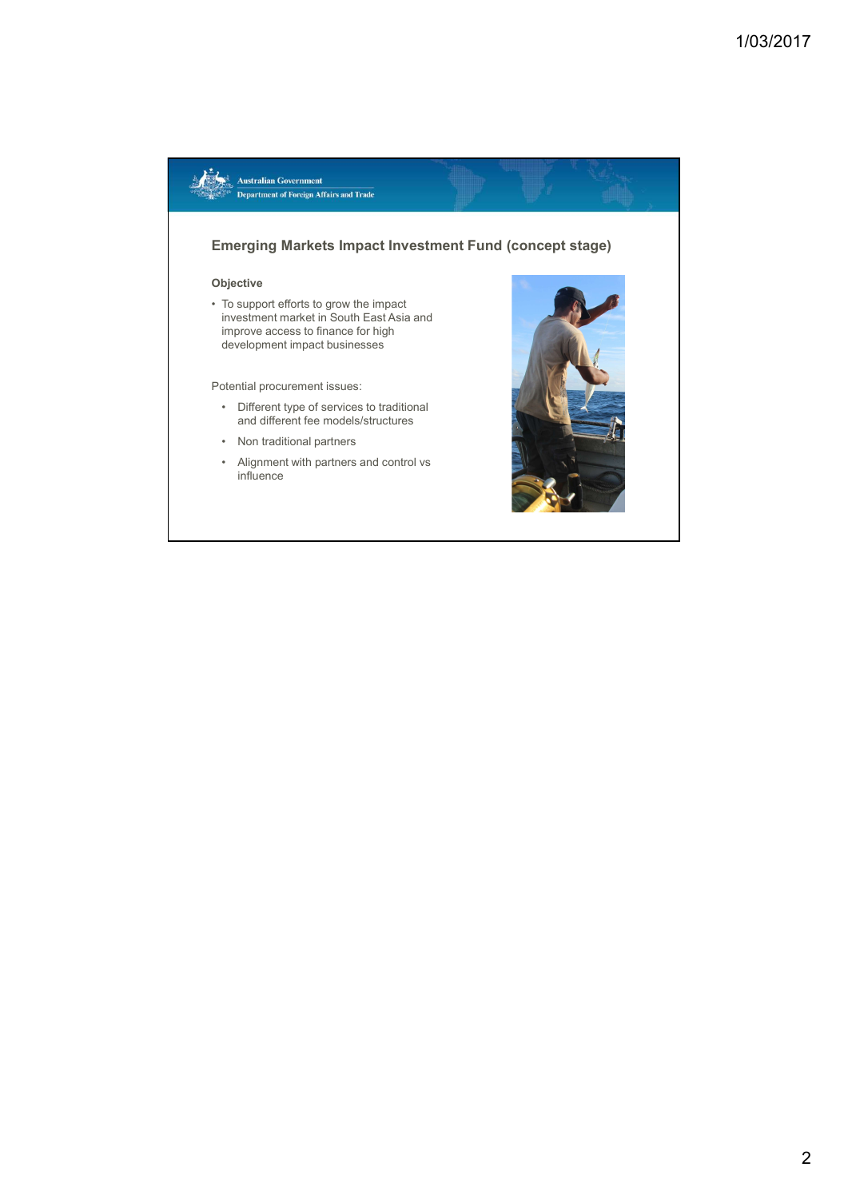Australian Government
Department of Foreign Affairs and Trade

## Emerging Markets Impact Investment Fund (concept stage)

**Objective**

- To support efforts to grow the impact investment market in South East Asia and improve access to finance for high development impact businesses

Potential procurement issues:

- Different type of services to traditional and different fee models/structures
- Non traditional partners
- Alignment with partners and control vs influence